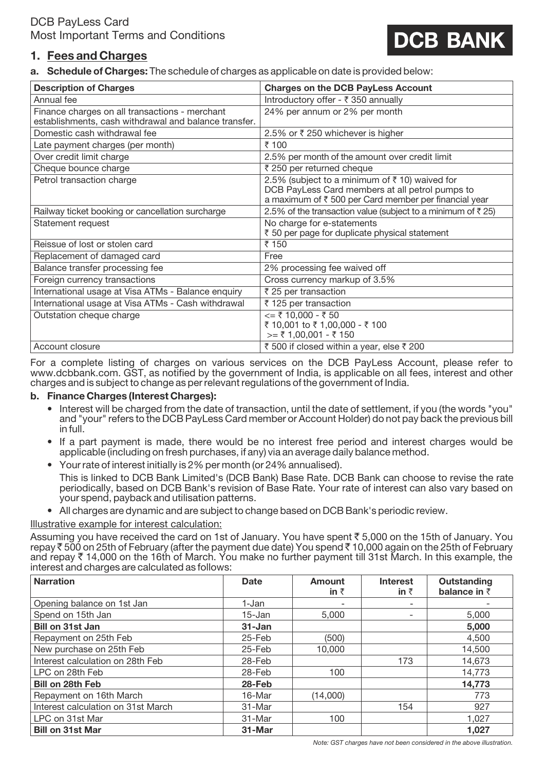DCB PayLess Card
Most Important Terms and Conditions

DCB BANK

## 1. Fees and Charges

**a. Schedule of Charges:** The schedule of charges as applicable on date is provided below:

| Description of Charges | Charges on the DCB PayLess Account |
|---|---|
| Annual fee | Introductory offer - ₹ 350 annually |
| Finance charges on all transactions - merchant establishments, cash withdrawal and balance transfer. | 24% per annum or 2% per month |
| Domestic cash withdrawal fee | 2.5% or ₹ 250 whichever is higher |
| Late payment charges (per month) | ₹ 100 |
| Over credit limit charge | 2.5% per month of the amount over credit limit |
| Cheque bounce charge | ₹ 250 per returned cheque |
| Petrol transaction charge | 2.5% (subject to a minimum of ₹ 10) waived for DCB PayLess Card members at all petrol pumps to a maximum of ₹ 500 per Card member per financial year |
| Railway ticket booking or cancellation surcharge | 2.5% of the transaction value (subject to a minimum of ₹ 25) |
| Statement request | No charge for e-statements<br>₹ 50 per page for duplicate physical statement |
| Reissue of lost or stolen card | ₹ 150 |
| Replacement of damaged card | Free |
| Balance transfer processing fee | 2% processing fee waived off |
| Foreign currency transactions | Cross currency markup of 3.5% |
| International usage at Visa ATMs - Balance enquiry | ₹ 25 per transaction |
| International usage at Visa ATMs - Cash withdrawal | ₹ 125 per transaction |
| Outstation cheque charge | <= ₹ 10,000 - ₹ 50<br>₹ 10,001 to ₹ 1,00,000 - ₹ 100<br>>= ₹ 1,00,001 - ₹ 150 |
| Account closure | ₹ 500 if closed within a year, else ₹ 200 |

For a complete listing of charges on various services on the DCB PayLess Account, please refer to www.dcbbank.com. GST, as notified by the government of India, is applicable on all fees, interest and other charges and is subject to change as per relevant regulations of the government of India.

**b. Finance Charges (Interest Charges):**

- Interest will be charged from the date of transaction, until the date of settlement, if you (the words "you" and "your" refers to the DCB PayLess Card member or Account Holder) do not pay back the previous bill in full.
- If a part payment is made, there would be no interest free period and interest charges would be applicable (including on fresh purchases, if any) via an average daily balance method.
- Your rate of interest initially is 2% per month (or 24% annualised).
  This is linked to DCB Bank Limited's (DCB Bank) Base Rate. DCB Bank can choose to revise the rate periodically, based on DCB Bank's revision of Base Rate. Your rate of interest can also vary based on your spend, payback and utilisation patterns.
- All charges are dynamic and are subject to change based on DCB Bank's periodic review.

Illustrative example for interest calculation:

Assuming you have received the card on 1st of January. You have spent ₹ 5,000 on the 15th of January. You repay ₹ 500 on 25th of February (after the payment due date) You spend ₹ 10,000 again on the 25th of February and repay ₹ 14,000 on the 16th of March. You make no further payment till 31st March. In this example, the interest and charges are calculated as follows:

| Narration | Date | Amount in ₹ | Interest in ₹ | Outstanding balance in ₹ |
|---|---|---|---|---|
| Opening balance on 1st Jan | 1-Jan | - | - | - |
| Spend on 15th Jan | 15-Jan | 5,000 | - | 5,000 |
| **Bill on 31st Jan** | **31-Jan** | | | **5,000** |
| Repayment on 25th Feb | 25-Feb | (500) | | 4,500 |
| New purchase on 25th Feb | 25-Feb | 10,000 | | 14,500 |
| Interest calculation on 28th Feb | 28-Feb | | 173 | 14,673 |
| LPC on 28th Feb | 28-Feb | 100 | | 14,773 |
| **Bill on 28th Feb** | **28-Feb** | | | **14,773** |
| Repayment on 16th March | 16-Mar | (14,000) | | 773 |
| Interest calculation on 31st March | 31-Mar | | 154 | 927 |
| LPC on 31st Mar | 31-Mar | 100 | | 1,027 |
| **Bill on 31st Mar** | **31-Mar** | | | **1,027** |

*Note: GST charges have not been considered in the above illustration.*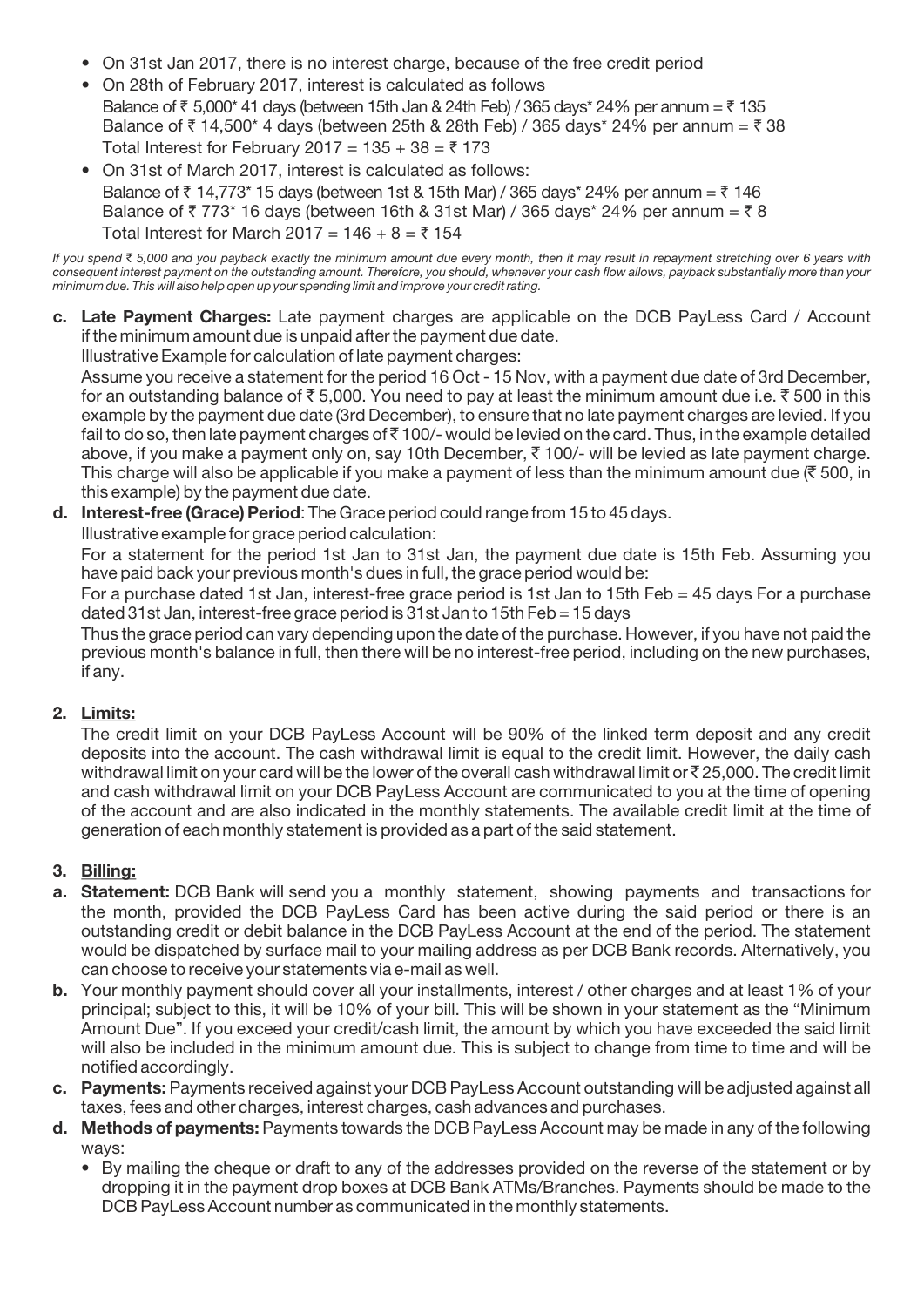- On 31st Jan 2017, there is no interest charge, because of the free credit period
- On 28th of February 2017, interest is calculated as follows
  Balance of ₹ 5,000* 41 days (between 15th Jan & 24th Feb) / 365 days* 24% per annum = ₹ 135
  Balance of ₹ 14,500* 4 days (between 25th & 28th Feb) / 365 days* 24% per annum = ₹ 38
  Total Interest for February 2017 = 135 + 38 = ₹ 173
- On 31st of March 2017, interest is calculated as follows:
  Balance of ₹ 14,773* 15 days (between 1st & 15th Mar) / 365 days* 24% per annum = ₹ 146
  Balance of ₹ 773* 16 days (between 16th & 31st Mar) / 365 days* 24% per annum = ₹ 8
  Total Interest for March 2017 = 146 + 8 = ₹ 154

*If you spend ₹ 5,000 and you payback exactly the minimum amount due every month, then it may result in repayment stretching over 6 years with consequent interest payment on the outstanding amount. Therefore, you should, whenever your cash flow allows, payback substantially more than your minimum due. This will also help open up your spending limit and improve your credit rating.*

**c. Late Payment Charges:** Late payment charges are applicable on the DCB PayLess Card / Account if the minimum amount due is unpaid after the payment due date.

Illustrative Example for calculation of late payment charges:

Assume you receive a statement for the period 16 Oct - 15 Nov, with a payment due date of 3rd December, for an outstanding balance of ₹ 5,000. You need to pay at least the minimum amount due i.e. ₹ 500 in this example by the payment due date (3rd December), to ensure that no late payment charges are levied. If you fail to do so, then late payment charges of ₹ 100/- would be levied on the card. Thus, in the example detailed above, if you make a payment only on, say 10th December, ₹ 100/- will be levied as late payment charge. This charge will also be applicable if you make a payment of less than the minimum amount due (₹ 500, in this example) by the payment due date.

**d. Interest-free (Grace) Period**: The Grace period could range from 15 to 45 days.

Illustrative example for grace period calculation:

For a statement for the period 1st Jan to 31st Jan, the payment due date is 15th Feb. Assuming you have paid back your previous month's dues in full, the grace period would be:

For a purchase dated 1st Jan, interest-free grace period is 1st Jan to 15th Feb = 45 days For a purchase dated 31st Jan, interest-free grace period is 31st Jan to 15th Feb = 15 days

Thus the grace period can vary depending upon the date of the purchase. However, if you have not paid the previous month's balance in full, then there will be no interest-free period, including on the new purchases, if any.

**2. <u>Limits:</u>**

The credit limit on your DCB PayLess Account will be 90% of the linked term deposit and any credit deposits into the account. The cash withdrawal limit is equal to the credit limit. However, the daily cash withdrawal limit on your card will be the lower of the overall cash withdrawal limit or ₹ 25,000. The credit limit and cash withdrawal limit on your DCB PayLess Account are communicated to you at the time of opening of the account and are also indicated in the monthly statements. The available credit limit at the time of generation of each monthly statement is provided as a part of the said statement.

**3. <u>Billing:</u>**

**a. Statement:** DCB Bank will send you a monthly statement, showing payments and transactions for the month, provided the DCB PayLess Card has been active during the said period or there is an outstanding credit or debit balance in the DCB PayLess Account at the end of the period. The statement would be dispatched by surface mail to your mailing address as per DCB Bank records. Alternatively, you can choose to receive your statements via e-mail as well.

**b.** Your monthly payment should cover all your installments, interest / other charges and at least 1% of your principal; subject to this, it will be 10% of your bill. This will be shown in your statement as the "Minimum Amount Due". If you exceed your credit/cash limit, the amount by which you have exceeded the said limit will also be included in the minimum amount due. This is subject to change from time to time and will be notified accordingly.

**c. Payments:** Payments received against your DCB PayLess Account outstanding will be adjusted against all taxes, fees and other charges, interest charges, cash advances and purchases.

**d. Methods of payments:** Payments towards the DCB PayLess Account may be made in any of the following ways:

- By mailing the cheque or draft to any of the addresses provided on the reverse of the statement or by dropping it in the payment drop boxes at DCB Bank ATMs/Branches. Payments should be made to the DCB PayLess Account number as communicated in the monthly statements.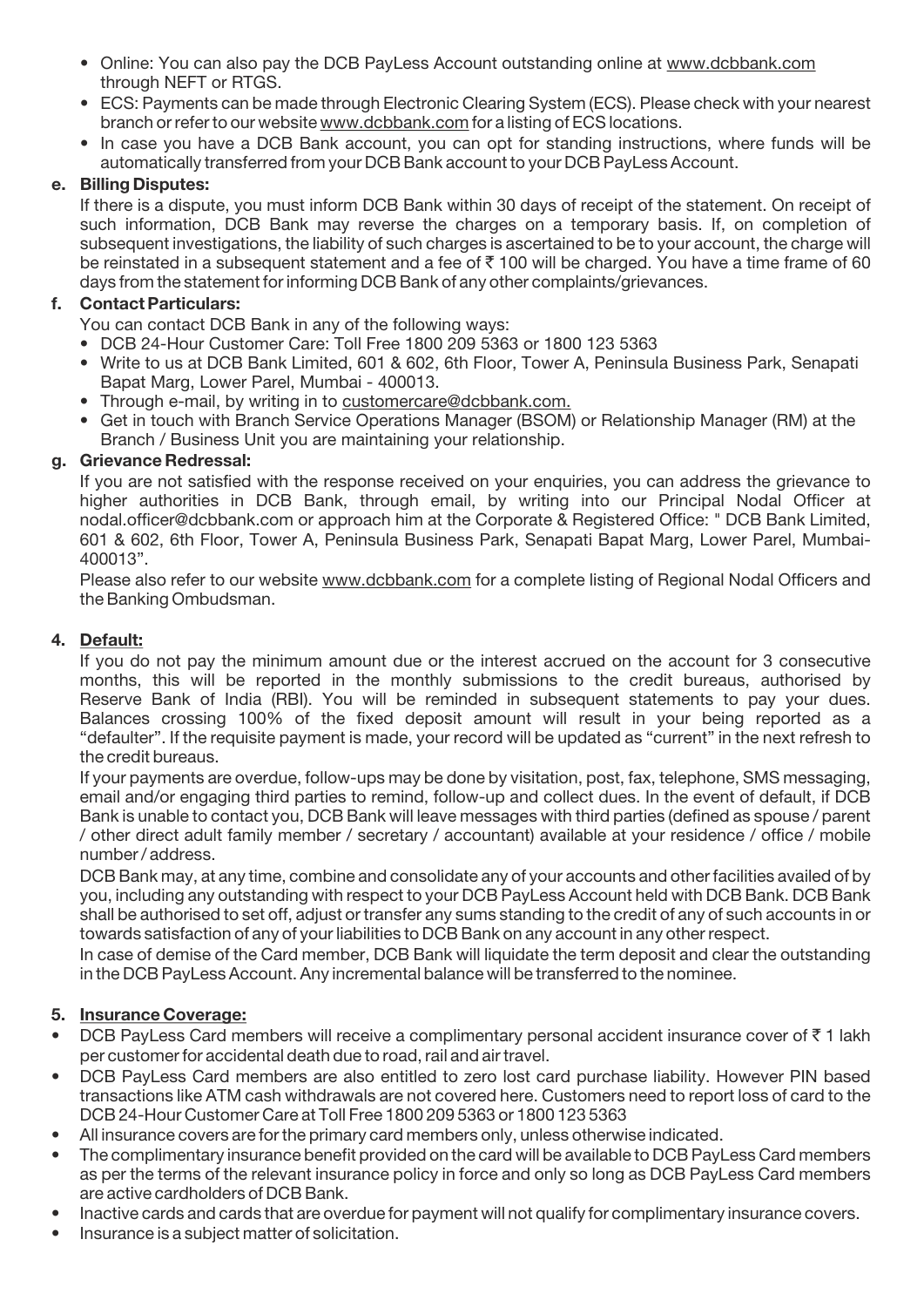- Online: You can also pay the DCB PayLess Account outstanding online at www.dcbbank.com through NEFT or RTGS.
- ECS: Payments can be made through Electronic Clearing System (ECS). Please check with your nearest branch or refer to our website www.dcbbank.com for a listing of ECS locations.
- In case you have a DCB Bank account, you can opt for standing instructions, where funds will be automatically transferred from your DCB Bank account to your DCB PayLess Account.

**e. Billing Disputes:**

If there is a dispute, you must inform DCB Bank within 30 days of receipt of the statement. On receipt of such information, DCB Bank may reverse the charges on a temporary basis. If, on completion of subsequent investigations, the liability of such charges is ascertained to be to your account, the charge will be reinstated in a subsequent statement and a fee of ₹ 100 will be charged. You have a time frame of 60 days from the statement for informing DCB Bank of any other complaints/grievances.

**f. Contact Particulars:**

You can contact DCB Bank in any of the following ways:

- DCB 24-Hour Customer Care: Toll Free 1800 209 5363 or 1800 123 5363
- Write to us at DCB Bank Limited, 601 & 602, 6th Floor, Tower A, Peninsula Business Park, Senapati Bapat Marg, Lower Parel, Mumbai - 400013.
- Through e-mail, by writing in to customercare@dcbbank.com.
- Get in touch with Branch Service Operations Manager (BSOM) or Relationship Manager (RM) at the Branch / Business Unit you are maintaining your relationship.

**g. Grievance Redressal:**

If you are not satisfied with the response received on your enquiries, you can address the grievance to higher authorities in DCB Bank, through email, by writing into our Principal Nodal Officer at nodal.officer@dcbbank.com or approach him at the Corporate & Registered Office: " DCB Bank Limited, 601 & 602, 6th Floor, Tower A, Peninsula Business Park, Senapati Bapat Marg, Lower Parel, Mumbai-400013".

Please also refer to our website www.dcbbank.com for a complete listing of Regional Nodal Officers and the Banking Ombudsman.

**4. Default:**

If you do not pay the minimum amount due or the interest accrued on the account for 3 consecutive months, this will be reported in the monthly submissions to the credit bureaus, authorised by Reserve Bank of India (RBI). You will be reminded in subsequent statements to pay your dues. Balances crossing 100% of the fixed deposit amount will result in your being reported as a "defaulter". If the requisite payment is made, your record will be updated as "current" in the next refresh to the credit bureaus.

If your payments are overdue, follow-ups may be done by visitation, post, fax, telephone, SMS messaging, email and/or engaging third parties to remind, follow-up and collect dues. In the event of default, if DCB Bank is unable to contact you, DCB Bank will leave messages with third parties (defined as spouse / parent / other direct adult family member / secretary / accountant) available at your residence / office / mobile number / address.

DCB Bank may, at any time, combine and consolidate any of your accounts and other facilities availed of by you, including any outstanding with respect to your DCB PayLess Account held with DCB Bank. DCB Bank shall be authorised to set off, adjust or transfer any sums standing to the credit of any of such accounts in or towards satisfaction of any of your liabilities to DCB Bank on any account in any other respect.

In case of demise of the Card member, DCB Bank will liquidate the term deposit and clear the outstanding in the DCB PayLess Account. Any incremental balance will be transferred to the nominee.

**5. Insurance Coverage:**

- DCB PayLess Card members will receive a complimentary personal accident insurance cover of ₹ 1 lakh per customer for accidental death due to road, rail and air travel.
- DCB PayLess Card members are also entitled to zero lost card purchase liability. However PIN based transactions like ATM cash withdrawals are not covered here. Customers need to report loss of card to the DCB 24-Hour Customer Care at Toll Free 1800 209 5363 or 1800 123 5363
- All insurance covers are for the primary card members only, unless otherwise indicated.
- The complimentary insurance benefit provided on the card will be available to DCB PayLess Card members as per the terms of the relevant insurance policy in force and only so long as DCB PayLess Card members are active cardholders of DCB Bank.
- Inactive cards and cards that are overdue for payment will not qualify for complimentary insurance covers.
- Insurance is a subject matter of solicitation.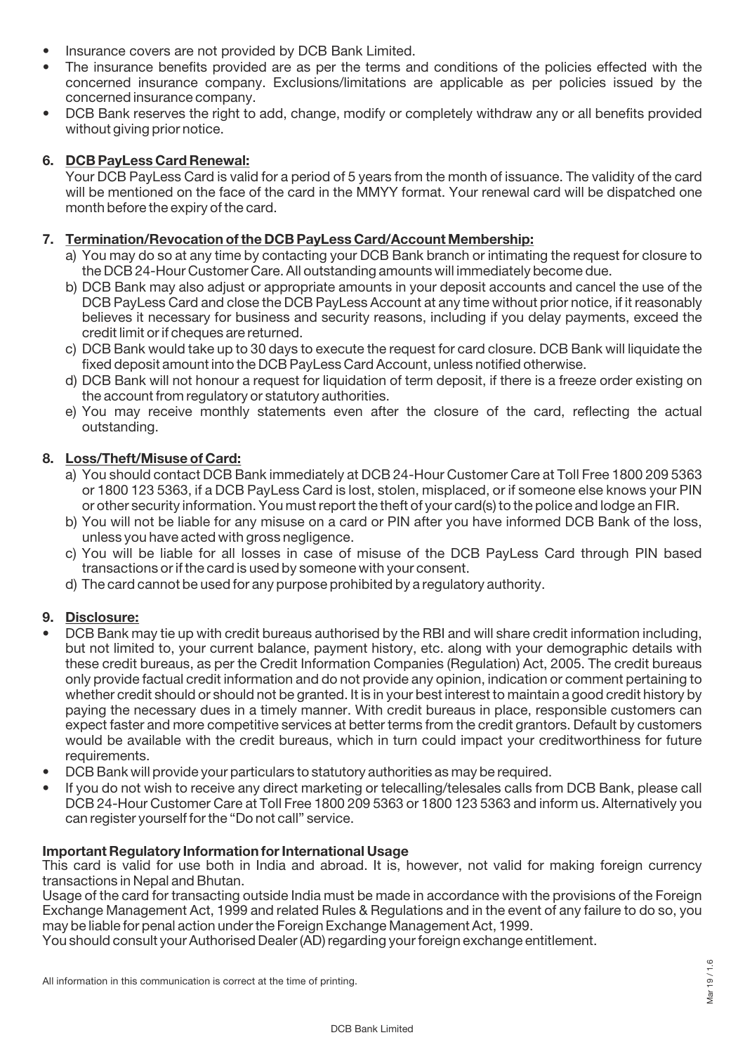- Insurance covers are not provided by DCB Bank Limited.
- The insurance benefits provided are as per the terms and conditions of the policies effected with the concerned insurance company. Exclusions/limitations are applicable as per policies issued by the concerned insurance company.
- DCB Bank reserves the right to add, change, modify or completely withdraw any or all benefits provided without giving prior notice.

## 6. DCB PayLess Card Renewal:

Your DCB PayLess Card is valid for a period of 5 years from the month of issuance. The validity of the card will be mentioned on the face of the card in the MMYY format. Your renewal card will be dispatched one month before the expiry of the card.

## 7. Termination/Revocation of the DCB PayLess Card/Account Membership:

a) You may do so at any time by contacting your DCB Bank branch or intimating the request for closure to the DCB 24-Hour Customer Care. All outstanding amounts will immediately become due.

b) DCB Bank may also adjust or appropriate amounts in your deposit accounts and cancel the use of the DCB PayLess Card and close the DCB PayLess Account at any time without prior notice, if it reasonably believes it necessary for business and security reasons, including if you delay payments, exceed the credit limit or if cheques are returned.

c) DCB Bank would take up to 30 days to execute the request for card closure. DCB Bank will liquidate the fixed deposit amount into the DCB PayLess Card Account, unless notified otherwise.

d) DCB Bank will not honour a request for liquidation of term deposit, if there is a freeze order existing on the account from regulatory or statutory authorities.

e) You may receive monthly statements even after the closure of the card, reflecting the actual outstanding.

## 8. Loss/Theft/Misuse of Card:

a) You should contact DCB Bank immediately at DCB 24-Hour Customer Care at Toll Free 1800 209 5363 or 1800 123 5363, if a DCB PayLess Card is lost, stolen, misplaced, or if someone else knows your PIN or other security information. You must report the theft of your card(s) to the police and lodge an FIR.

b) You will not be liable for any misuse on a card or PIN after you have informed DCB Bank of the loss, unless you have acted with gross negligence.

c) You will be liable for all losses in case of misuse of the DCB PayLess Card through PIN based transactions or if the card is used by someone with your consent.

d) The card cannot be used for any purpose prohibited by a regulatory authority.

## 9. Disclosure:

- DCB Bank may tie up with credit bureaus authorised by the RBI and will share credit information including, but not limited to, your current balance, payment history, etc. along with your demographic details with these credit bureaus, as per the Credit Information Companies (Regulation) Act, 2005. The credit bureaus only provide factual credit information and do not provide any opinion, indication or comment pertaining to whether credit should or should not be granted. It is in your best interest to maintain a good credit history by paying the necessary dues in a timely manner. With credit bureaus in place, responsible customers can expect faster and more competitive services at better terms from the credit grantors. Default by customers would be available with the credit bureaus, which in turn could impact your creditworthiness for future requirements.
- DCB Bank will provide your particulars to statutory authorities as may be required.
- If you do not wish to receive any direct marketing or telecalling/telesales calls from DCB Bank, please call DCB 24-Hour Customer Care at Toll Free 1800 209 5363 or 1800 123 5363 and inform us. Alternatively you can register yourself for the "Do not call" service.

**Important Regulatory Information for International Usage**

This card is valid for use both in India and abroad. It is, however, not valid for making foreign currency transactions in Nepal and Bhutan.

Usage of the card for transacting outside India must be made in accordance with the provisions of the Foreign Exchange Management Act, 1999 and related Rules & Regulations and in the event of any failure to do so, you may be liable for penal action under the Foreign Exchange Management Act, 1999.

You should consult your Authorised Dealer (AD) regarding your foreign exchange entitlement.

All information in this communication is correct at the time of printing.

Mar 19 / 1.6

DCB Bank Limited